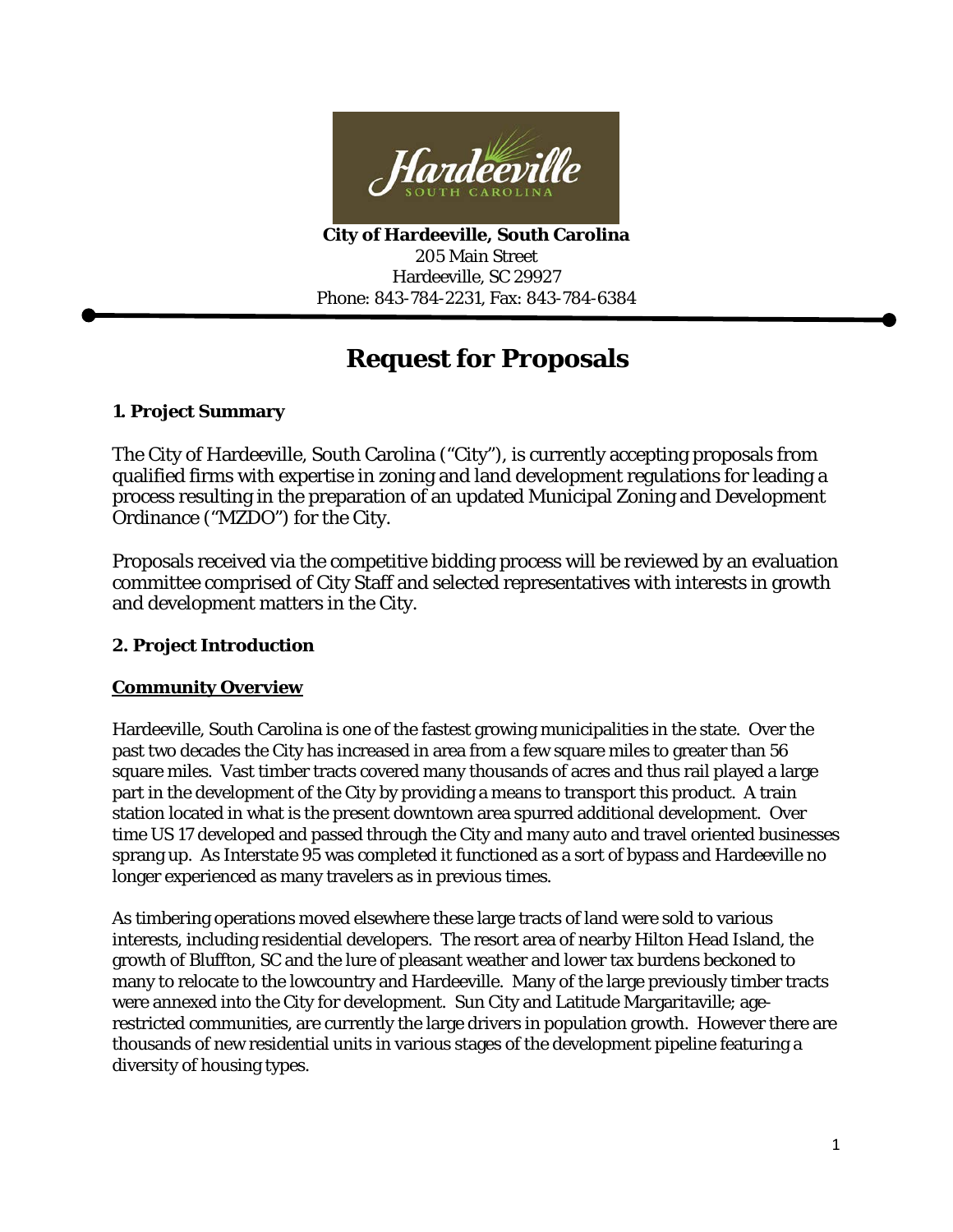**City of Hardeeville, South Carolina**
205 Main Street
Hardeeville, SC 29927
Phone: 843-784-2231, Fax: 843-784-6384

# Request for Proposals

### 1. Project Summary

The City of Hardeeville, South Carolina ("City"), is currently accepting proposals from qualified firms with expertise in zoning and land development regulations for leading a process resulting in the preparation of an updated Municipal Zoning and Development Ordinance ("MZDO") for the City.

Proposals received via the competitive bidding process will be reviewed by an evaluation committee comprised of City Staff and selected representatives with interests in growth and development matters in the City.

### 2. Project Introduction

**Community Overview**

Hardeeville, South Carolina is one of the fastest growing municipalities in the state. Over the past two decades the City has increased in area from a few square miles to greater than 56 square miles. Vast timber tracts covered many thousands of acres and thus rail played a large part in the development of the City by providing a means to transport this product. A train station located in what is the present downtown area spurred additional development. Over time US 17 developed and passed through the City and many auto and travel oriented businesses sprang up. As Interstate 95 was completed it functioned as a sort of bypass and Hardeeville no longer experienced as many travelers as in previous times.

As timbering operations moved elsewhere these large tracts of land were sold to various interests, including residential developers. The resort area of nearby Hilton Head Island, the growth of Bluffton, SC and the lure of pleasant weather and lower tax burdens beckoned to many to relocate to the lowcountry and Hardeeville. Many of the large previously timber tracts were annexed into the City for development. Sun City and Latitude Margaritaville; age-restricted communities, are currently the large drivers in population growth. However there are thousands of new residential units in various stages of the development pipeline featuring a diversity of housing types.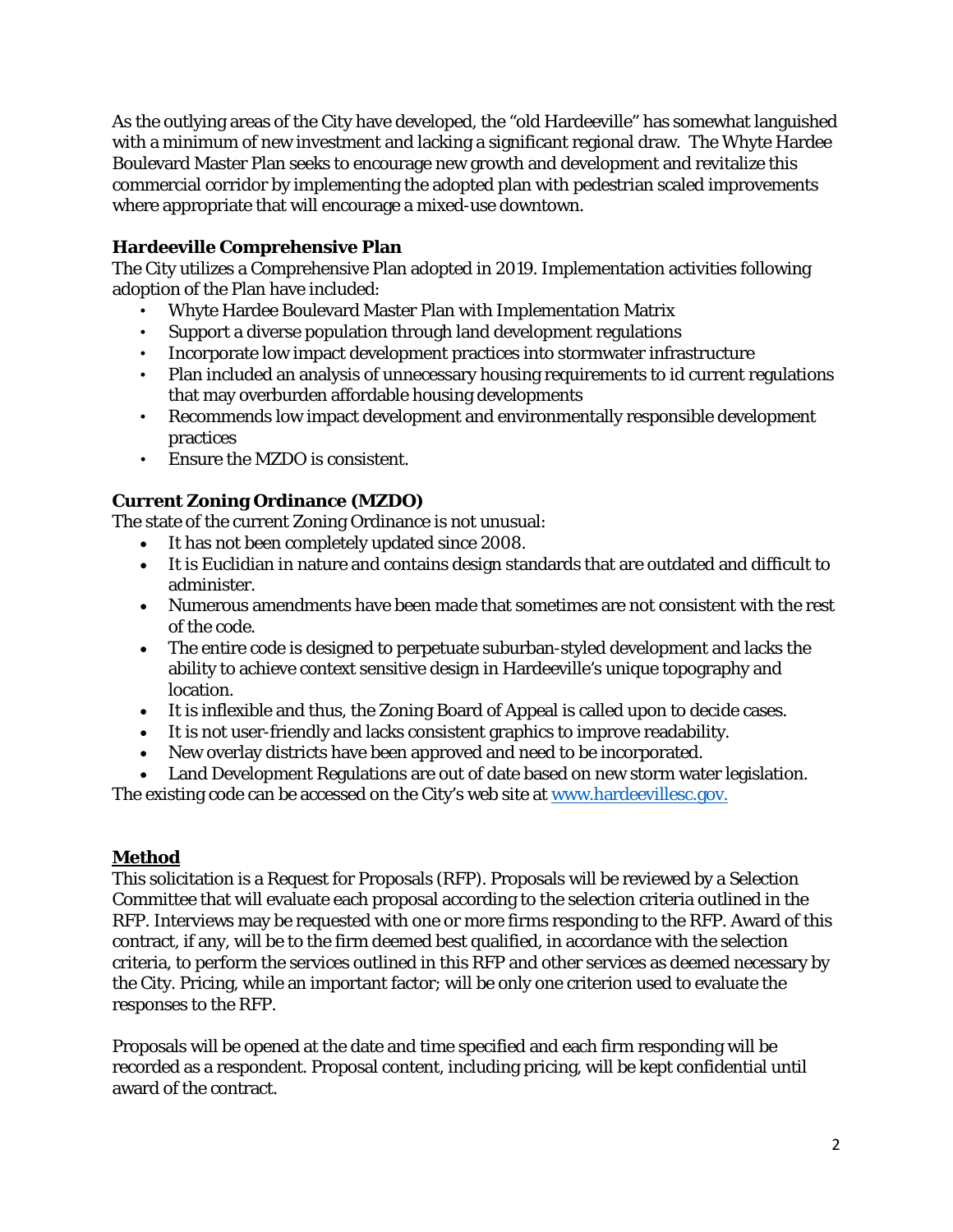As the outlying areas of the City have developed, the "old Hardeeville" has somewhat languished with a minimum of new investment and lacking a significant regional draw. The Whyte Hardee Boulevard Master Plan seeks to encourage new growth and development and revitalize this commercial corridor by implementing the adopted plan with pedestrian scaled improvements where appropriate that will encourage a mixed-use downtown.

**Hardeeville Comprehensive Plan**

The City utilizes a Comprehensive Plan adopted in 2019. Implementation activities following adoption of the Plan have included:

- Whyte Hardee Boulevard Master Plan with Implementation Matrix
- Support a diverse population through land development regulations
- Incorporate low impact development practices into stormwater infrastructure
- Plan included an analysis of unnecessary housing requirements to id current regulations that may overburden affordable housing developments
- Recommends low impact development and environmentally responsible development practices
- Ensure the MZDO is consistent.

**Current Zoning Ordinance (MZDO)**

The state of the current Zoning Ordinance is not unusual:

- It has not been completely updated since 2008.
- It is Euclidian in nature and contains design standards that are outdated and difficult to administer.
- Numerous amendments have been made that sometimes are not consistent with the rest of the code.
- The entire code is designed to perpetuate suburban-styled development and lacks the ability to achieve context sensitive design in Hardeeville's unique topography and location.
- It is inflexible and thus, the Zoning Board of Appeal is called upon to decide cases.
- It is not user-friendly and lacks consistent graphics to improve readability.
- New overlay districts have been approved and need to be incorporated.
- Land Development Regulations are out of date based on new storm water legislation.

The existing code can be accessed on the City's web site at [www.hardeevillesc.gov.](www.hardeevillesc.gov.)

**Method**

This solicitation is a Request for Proposals (RFP). Proposals will be reviewed by a Selection Committee that will evaluate each proposal according to the selection criteria outlined in the RFP. Interviews may be requested with one or more firms responding to the RFP. Award of this contract, if any, will be to the firm deemed best qualified, in accordance with the selection criteria, to perform the services outlined in this RFP and other services as deemed necessary by the City. Pricing, while an important factor; will be only one criterion used to evaluate the responses to the RFP.

Proposals will be opened at the date and time specified and each firm responding will be recorded as a respondent. Proposal content, including pricing, will be kept confidential until award of the contract.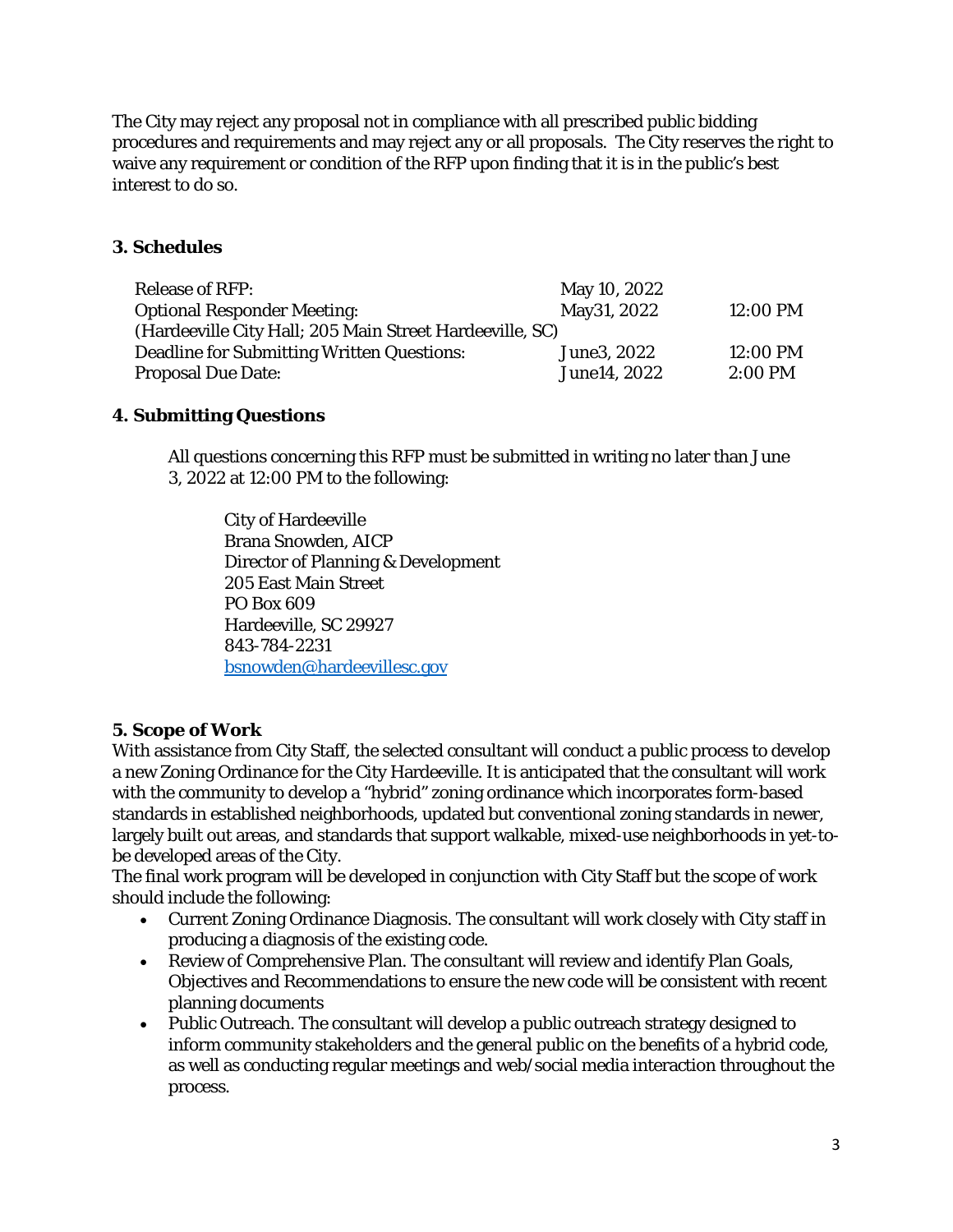The City may reject any proposal not in compliance with all prescribed public bidding procedures and requirements and may reject any or all proposals. The City reserves the right to waive any requirement or condition of the RFP upon finding that it is in the public's best interest to do so.

**3. Schedules**

| | | |
|---|---|---|
| Release of RFP: | May 10, 2022 | |
| Optional Responder Meeting: | May31, 2022 | 12:00 PM |
| (Hardeeville City Hall; 205 Main Street Hardeeville, SC) | | |
| Deadline for Submitting Written Questions: | June3, 2022 | 12:00 PM |
| Proposal Due Date: | June14, 2022 | 2:00 PM |

**4. Submitting Questions**

All questions concerning this RFP must be submitted in writing no later than June 3, 2022 at 12:00 PM to the following:

City of Hardeeville
Brana Snowden, AICP
Director of Planning & Development
205 East Main Street
PO Box 609
Hardeeville, SC 29927
843-784-2231
bsnowden@hardeevillesc.gov

**5. Scope of Work**

With assistance from City Staff, the selected consultant will conduct a public process to develop a new Zoning Ordinance for the City Hardeeville. It is anticipated that the consultant will work with the community to develop a "hybrid" zoning ordinance which incorporates form-based standards in established neighborhoods, updated but conventional zoning standards in newer, largely built out areas, and standards that support walkable, mixed-use neighborhoods in yet-to-be developed areas of the City.

The final work program will be developed in conjunction with City Staff but the scope of work should include the following:

- Current Zoning Ordinance Diagnosis. The consultant will work closely with City staff in producing a diagnosis of the existing code.
- Review of Comprehensive Plan. The consultant will review and identify Plan Goals, Objectives and Recommendations to ensure the new code will be consistent with recent planning documents
- Public Outreach. The consultant will develop a public outreach strategy designed to inform community stakeholders and the general public on the benefits of a hybrid code, as well as conducting regular meetings and web/social media interaction throughout the process.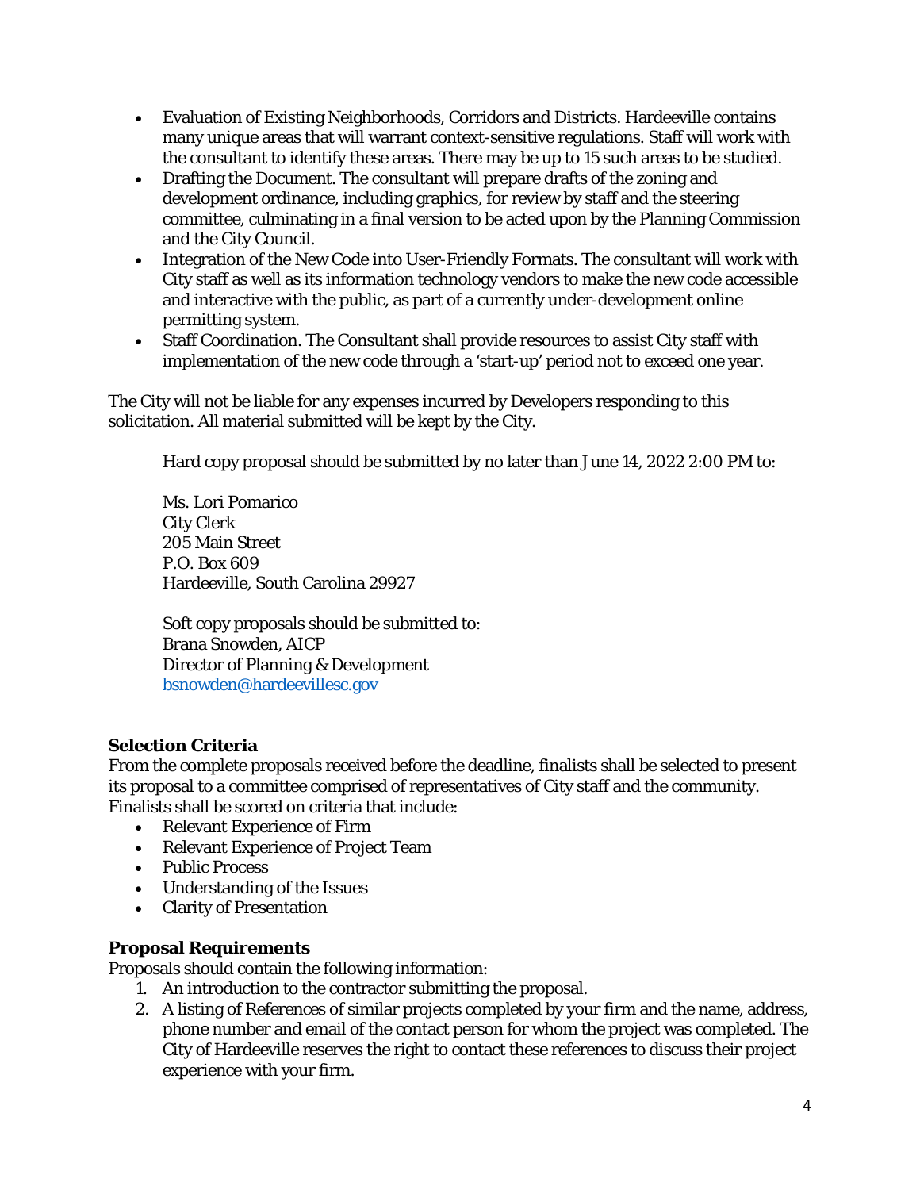- Evaluation of Existing Neighborhoods, Corridors and Districts. Hardeeville contains many unique areas that will warrant context-sensitive regulations. Staff will work with the consultant to identify these areas. There may be up to 15 such areas to be studied.
- Drafting the Document. The consultant will prepare drafts of the zoning and development ordinance, including graphics, for review by staff and the steering committee, culminating in a final version to be acted upon by the Planning Commission and the City Council.
- Integration of the New Code into User-Friendly Formats. The consultant will work with City staff as well as its information technology vendors to make the new code accessible and interactive with the public, as part of a currently under-development online permitting system.
- Staff Coordination. The Consultant shall provide resources to assist City staff with implementation of the new code through a 'start-up' period not to exceed one year.

The City will not be liable for any expenses incurred by Developers responding to this solicitation. All material submitted will be kept by the City.

Hard copy proposal should be submitted by no later than June 14, 2022 2:00 PM to:

Ms. Lori Pomarico
City Clerk
205 Main Street
P.O. Box 609
Hardeeville, South Carolina 29927

Soft copy proposals should be submitted to:
Brana Snowden, AICP
Director of Planning & Development
bsnowden@hardeevillesc.gov

**Selection Criteria**

From the complete proposals received before the deadline, finalists shall be selected to present its proposal to a committee comprised of representatives of City staff and the community. Finalists shall be scored on criteria that include:

- Relevant Experience of Firm
- Relevant Experience of Project Team
- Public Process
- Understanding of the Issues
- Clarity of Presentation

**Proposal Requirements**

Proposals should contain the following information:

1. An introduction to the contractor submitting the proposal.
2. A listing of References of similar projects completed by your firm and the name, address, phone number and email of the contact person for whom the project was completed. The City of Hardeeville reserves the right to contact these references to discuss their project experience with your firm.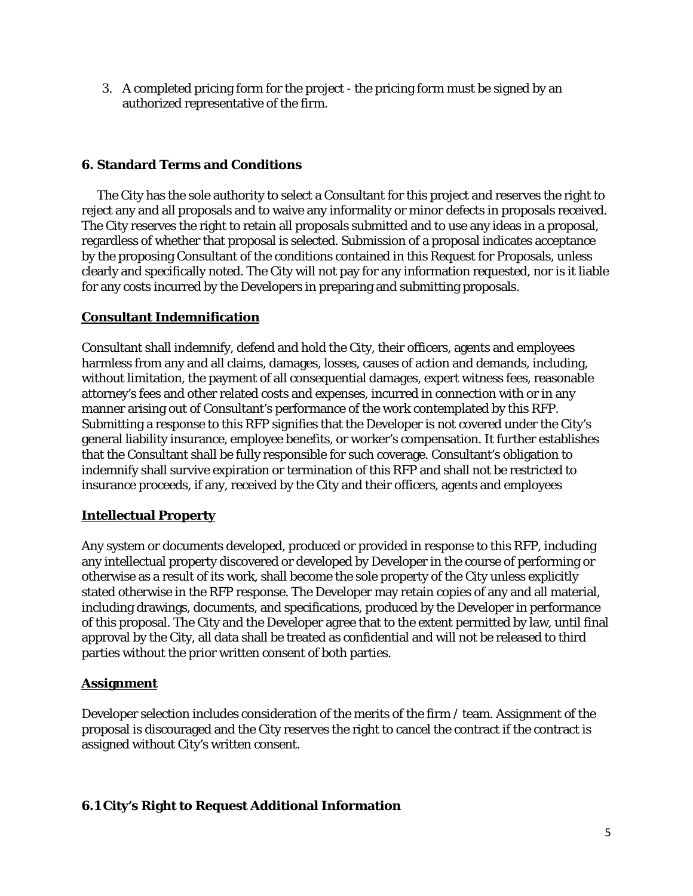3. A completed pricing form for the project - the pricing form must be signed by an authorized representative of the firm.

## 6. Standard Terms and Conditions

The City has the sole authority to select a Consultant for this project and reserves the right to reject any and all proposals and to waive any informality or minor defects in proposals received. The City reserves the right to retain all proposals submitted and to use any ideas in a proposal, regardless of whether that proposal is selected. Submission of a proposal indicates acceptance by the proposing Consultant of the conditions contained in this Request for Proposals, unless clearly and specifically noted. The City will not pay for any information requested, nor is it liable for any costs incurred by the Developers in preparing and submitting proposals.

### Consultant Indemnification

Consultant shall indemnify, defend and hold the City, their officers, agents and employees harmless from any and all claims, damages, losses, causes of action and demands, including, without limitation, the payment of all consequential damages, expert witness fees, reasonable attorney's fees and other related costs and expenses, incurred in connection with or in any manner arising out of Consultant's performance of the work contemplated by this RFP. Submitting a response to this RFP signifies that the Developer is not covered under the City's general liability insurance, employee benefits, or worker's compensation. It further establishes that the Consultant shall be fully responsible for such coverage. Consultant's obligation to indemnify shall survive expiration or termination of this RFP and shall not be restricted to insurance proceeds, if any, received by the City and their officers, agents and employees

### Intellectual Property

Any system or documents developed, produced or provided in response to this RFP, including any intellectual property discovered or developed by Developer in the course of performing or otherwise as a result of its work, shall become the sole property of the City unless explicitly stated otherwise in the RFP response. The Developer may retain copies of any and all material, including drawings, documents, and specifications, produced by the Developer in performance of this proposal. The City and the Developer agree that to the extent permitted by law, until final approval by the City, all data shall be treated as confidential and will not be released to third parties without the prior written consent of both parties.

### Assignment

Developer selection includes consideration of the merits of the firm / team. Assignment of the proposal is discouraged and the City reserves the right to cancel the contract if the contract is assigned without City's written consent.

## 6.1 City's Right to Request Additional Information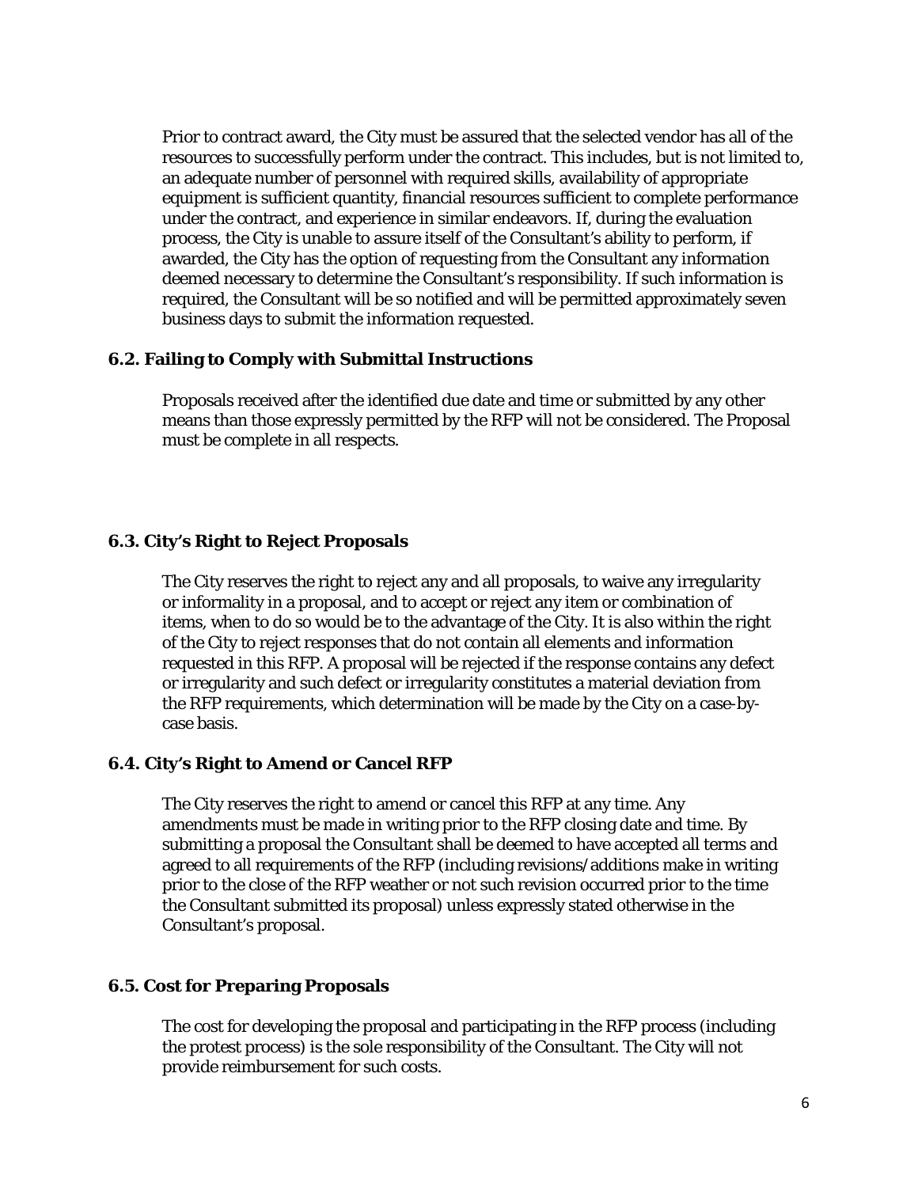Prior to contract award, the City must be assured that the selected vendor has all of the resources to successfully perform under the contract. This includes, but is not limited to, an adequate number of personnel with required skills, availability of appropriate equipment is sufficient quantity, financial resources sufficient to complete performance under the contract, and experience in similar endeavors. If, during the evaluation process, the City is unable to assure itself of the Consultant's ability to perform, if awarded, the City has the option of requesting from the Consultant any information deemed necessary to determine the Consultant's responsibility. If such information is required, the Consultant will be so notified and will be permitted approximately seven business days to submit the information requested.

### 6.2. Failing to Comply with Submittal Instructions

Proposals received after the identified due date and time or submitted by any other means than those expressly permitted by the RFP will not be considered. The Proposal must be complete in all respects.

### 6.3. City's Right to Reject Proposals

The City reserves the right to reject any and all proposals, to waive any irregularity or informality in a proposal, and to accept or reject any item or combination of items, when to do so would be to the advantage of the City. It is also within the right of the City to reject responses that do not contain all elements and information requested in this RFP. A proposal will be rejected if the response contains any defect or irregularity and such defect or irregularity constitutes a material deviation from the RFP requirements, which determination will be made by the City on a case-by-case basis.

### 6.4. City's Right to Amend or Cancel RFP

The City reserves the right to amend or cancel this RFP at any time. Any amendments must be made in writing prior to the RFP closing date and time. By submitting a proposal the Consultant shall be deemed to have accepted all terms and agreed to all requirements of the RFP (including revisions/additions make in writing prior to the close of the RFP weather or not such revision occurred prior to the time the Consultant submitted its proposal) unless expressly stated otherwise in the Consultant's proposal.

### 6.5. Cost for Preparing Proposals

The cost for developing the proposal and participating in the RFP process (including the protest process) is the sole responsibility of the Consultant. The City will not provide reimbursement for such costs.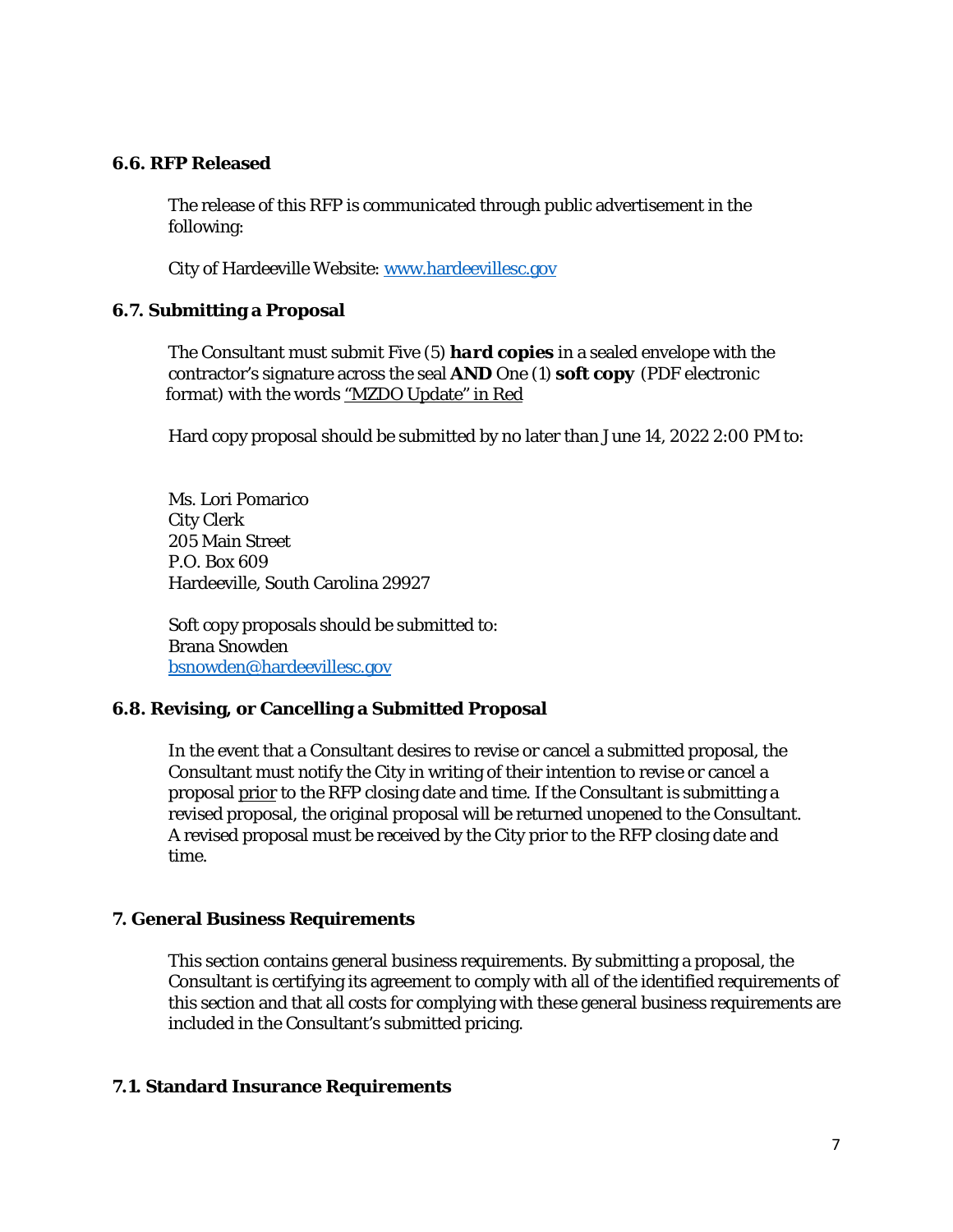### 6.6. RFP Released

The release of this RFP is communicated through public advertisement in the following:

City of Hardeeville Website: [www.hardeevillesc.gov](http://www.hardeevillesc.gov)

### 6.7. Submitting a Proposal

The Consultant must submit Five (5) ***hard copies*** in a sealed envelope with the contractor's signature across the seal **AND** One (1) **soft copy** (PDF electronic format) with the words "MZDO Update" in Red

Hard copy proposal should be submitted by no later than June 14, 2022 2:00 PM to:

Ms. Lori Pomarico
City Clerk
205 Main Street
P.O. Box 609
Hardeeville, South Carolina 29927

Soft copy proposals should be submitted to:
Brana Snowden
[bsnowden@hardeevillesc.gov](mailto:bsnowden@hardeevillesc.gov)

### 6.8. Revising, or Cancelling a Submitted Proposal

In the event that a Consultant desires to revise or cancel a submitted proposal, the Consultant must notify the City in writing of their intention to revise or cancel a proposal prior to the RFP closing date and time. If the Consultant is submitting a revised proposal, the original proposal will be returned unopened to the Consultant. A revised proposal must be received by the City prior to the RFP closing date and time.

## 7. General Business Requirements

This section contains general business requirements. By submitting a proposal, the Consultant is certifying its agreement to comply with all of the identified requirements of this section and that all costs for complying with these general business requirements are included in the Consultant's submitted pricing.

### 7.1. Standard Insurance Requirements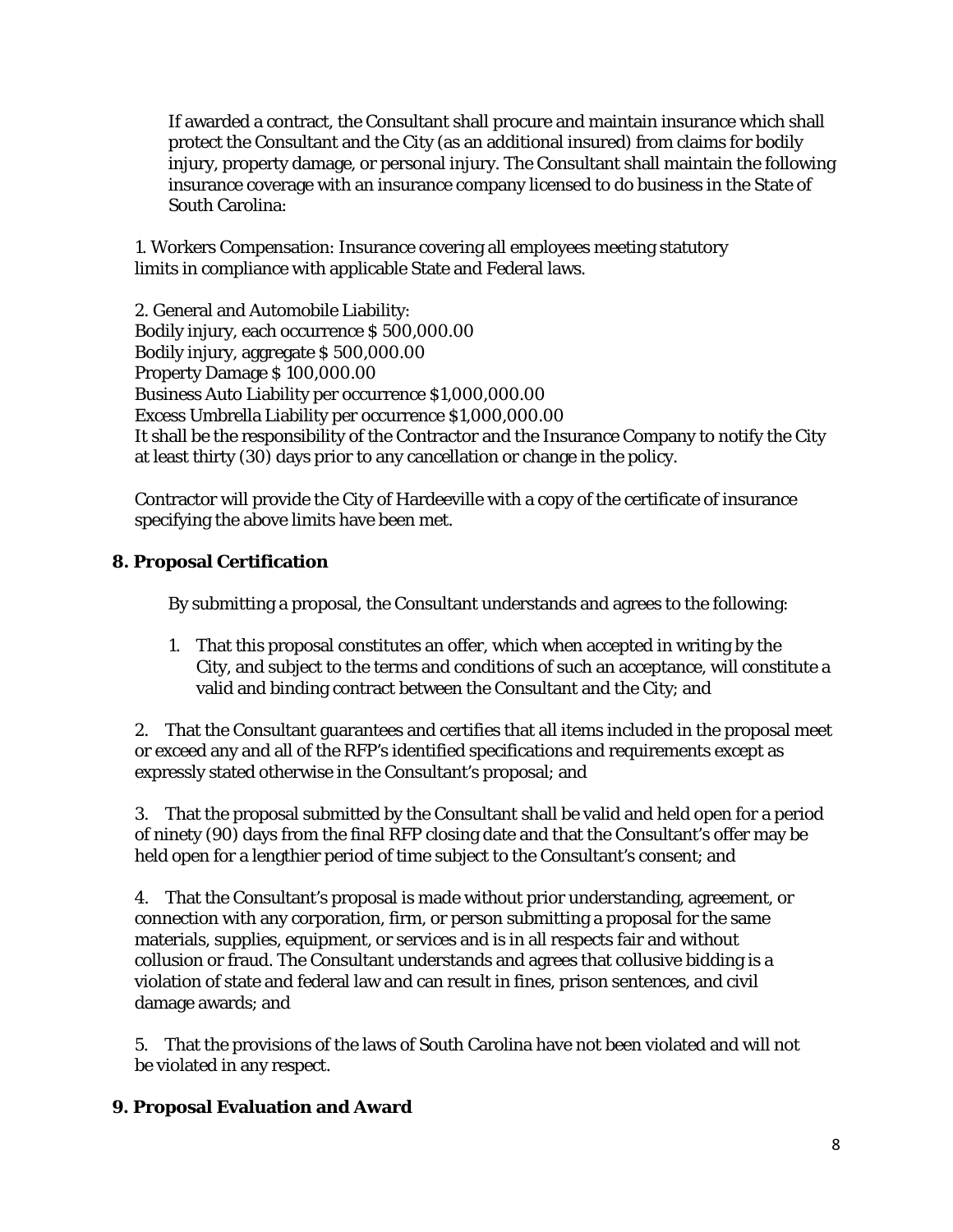If awarded a contract, the Consultant shall procure and maintain insurance which shall protect the Consultant and the City (as an additional insured) from claims for bodily injury, property damage, or personal injury. The Consultant shall maintain the following insurance coverage with an insurance company licensed to do business in the State of South Carolina:

1. Workers Compensation: Insurance covering all employees meeting statutory limits in compliance with applicable State and Federal laws.

2. General and Automobile Liability:
Bodily injury, each occurrence $ 500,000.00
Bodily injury, aggregate $ 500,000.00
Property Damage $ 100,000.00
Business Auto Liability per occurrence $1,000,000.00
Excess Umbrella Liability per occurrence $1,000,000.00
It shall be the responsibility of the Contractor and the Insurance Company to notify the City at least thirty (30) days prior to any cancellation or change in the policy.

Contractor will provide the City of Hardeeville with a copy of the certificate of insurance specifying the above limits have been met.

## 8. Proposal Certification

By submitting a proposal, the Consultant understands and agrees to the following:

1. That this proposal constitutes an offer, which when accepted in writing by the City, and subject to the terms and conditions of such an acceptance, will constitute a valid and binding contract between the Consultant and the City; and

2. That the Consultant guarantees and certifies that all items included in the proposal meet or exceed any and all of the RFP's identified specifications and requirements except as expressly stated otherwise in the Consultant's proposal; and

3. That the proposal submitted by the Consultant shall be valid and held open for a period of ninety (90) days from the final RFP closing date and that the Consultant's offer may be held open for a lengthier period of time subject to the Consultant's consent; and

4. That the Consultant's proposal is made without prior understanding, agreement, or connection with any corporation, firm, or person submitting a proposal for the same materials, supplies, equipment, or services and is in all respects fair and without collusion or fraud. The Consultant understands and agrees that collusive bidding is a violation of state and federal law and can result in fines, prison sentences, and civil damage awards; and

5. That the provisions of the laws of South Carolina have not been violated and will not be violated in any respect.

## 9. Proposal Evaluation and Award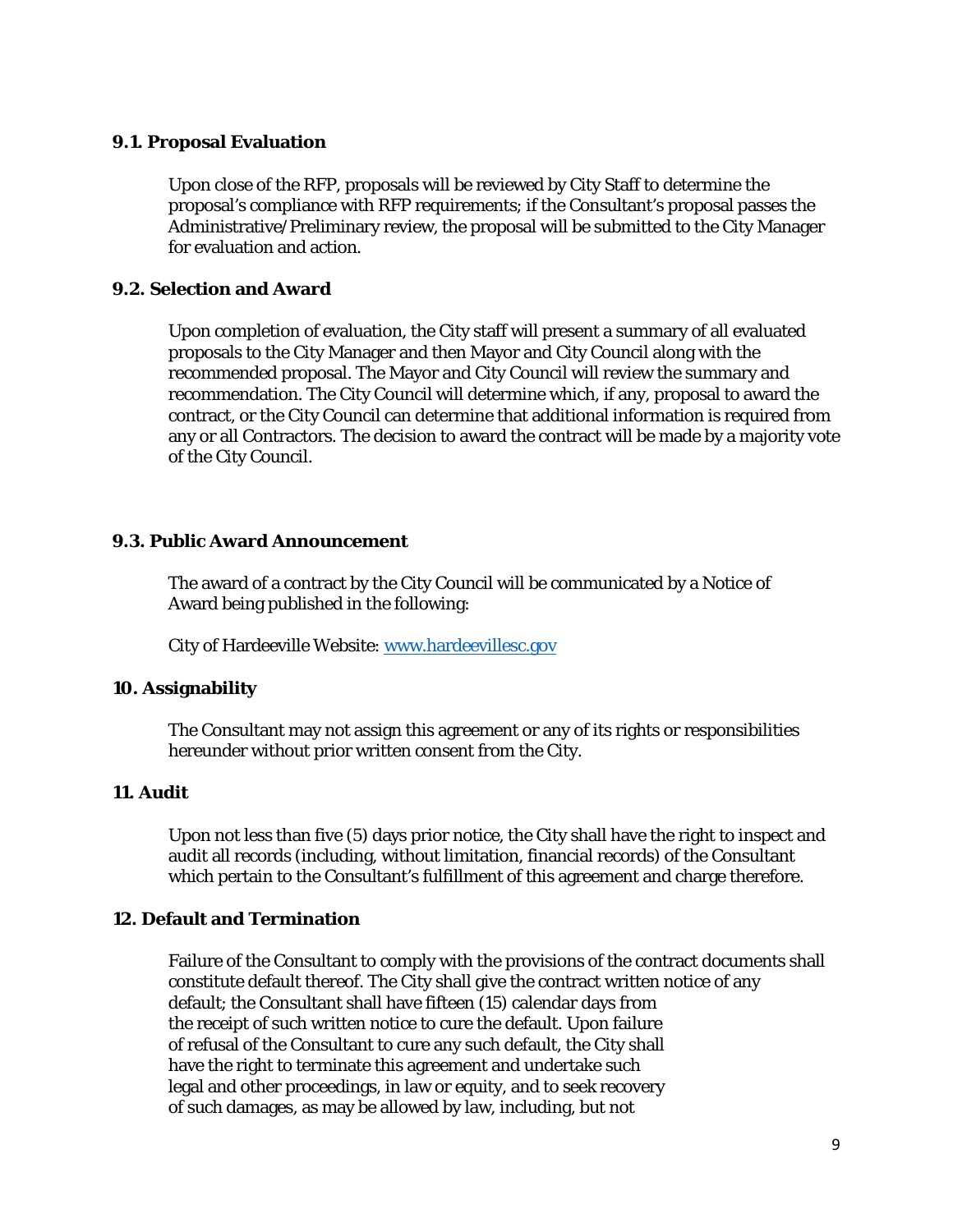### 9.1. Proposal Evaluation

Upon close of the RFP, proposals will be reviewed by City Staff to determine the proposal's compliance with RFP requirements; if the Consultant's proposal passes the Administrative/Preliminary review, the proposal will be submitted to the City Manager for evaluation and action.

### 9.2. Selection and Award

Upon completion of evaluation, the City staff will present a summary of all evaluated proposals to the City Manager and then Mayor and City Council along with the recommended proposal. The Mayor and City Council will review the summary and recommendation. The City Council will determine which, if any, proposal to award the contract, or the City Council can determine that additional information is required from any or all Contractors. The decision to award the contract will be made by a majority vote of the City Council.

### 9.3. Public Award Announcement

The award of a contract by the City Council will be communicated by a Notice of Award being published in the following:

City of Hardeeville Website: [www.hardeevillesc.gov](www.hardeevillesc.gov)

## 10. Assignability

The Consultant may not assign this agreement or any of its rights or responsibilities hereunder without prior written consent from the City.

## 11. Audit

Upon not less than five (5) days prior notice, the City shall have the right to inspect and audit all records (including, without limitation, financial records) of the Consultant which pertain to the Consultant's fulfillment of this agreement and charge therefore.

## 12. Default and Termination

Failure of the Consultant to comply with the provisions of the contract documents shall constitute default thereof. The City shall give the contract written notice of any default; the Consultant shall have fifteen (15) calendar days from the receipt of such written notice to cure the default. Upon failure of refusal of the Consultant to cure any such default, the City shall have the right to terminate this agreement and undertake such legal and other proceedings, in law or equity, and to seek recovery of such damages, as may be allowed by law, including, but not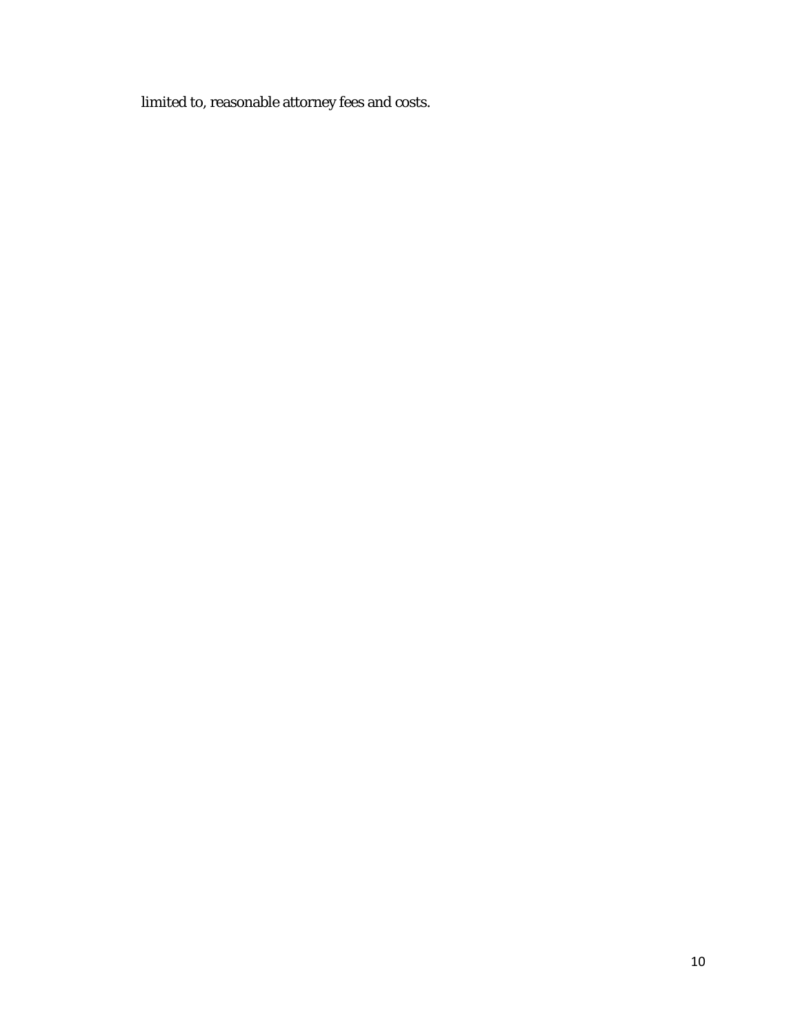limited to, reasonable attorney fees and costs.